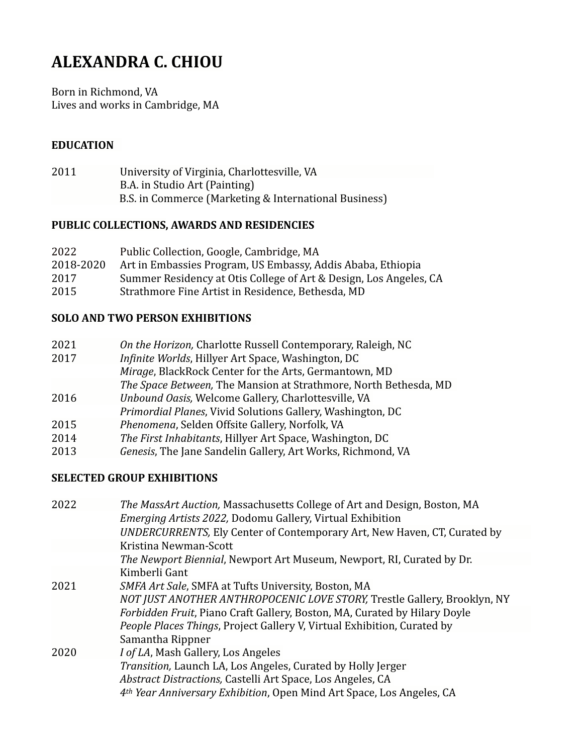# ALEXANDRA C. CHIOU

Born in Richmond, VA
Lives and works in Cambridge, MA

## EDUCATION

2011 University of Virginia, Charlottesville, VA
B.A. in Studio Art (Painting)
B.S. in Commerce (Marketing & International Business)

## PUBLIC COLLECTIONS, AWARDS AND RESIDENCIES

2022 Public Collection, Google, Cambridge, MA
2018-2020 Art in Embassies Program, US Embassy, Addis Ababa, Ethiopia
2017 Summer Residency at Otis College of Art & Design, Los Angeles, CA
2015 Strathmore Fine Artist in Residence, Bethesda, MD

## SOLO AND TWO PERSON EXHIBITIONS

2021 *On the Horizon,* Charlotte Russell Contemporary, Raleigh, NC
2017 *Infinite Worlds*, Hillyer Art Space, Washington, DC
*Mirage*, BlackRock Center for the Arts, Germantown, MD
*The Space Between,* The Mansion at Strathmore, North Bethesda, MD
2016 *Unbound Oasis,* Welcome Gallery, Charlottesville, VA
*Primordial Planes*, Vivid Solutions Gallery, Washington, DC
2015 *Phenomena*, Selden Offsite Gallery, Norfolk, VA
2014 *The First Inhabitants*, Hillyer Art Space, Washington, DC
2013 *Genesis*, The Jane Sandelin Gallery, Art Works, Richmond, VA

## SELECTED GROUP EXHIBITIONS

2022 *The MassArt Auction,* Massachusetts College of Art and Design, Boston, MA
*Emerging Artists 2022,* Dodomu Gallery, Virtual Exhibition
*UNDERCURRENTS,* Ely Center of Contemporary Art, New Haven, CT, Curated by Kristina Newman-Scott
*The Newport Biennial*, Newport Art Museum, Newport, RI, Curated by Dr. Kimberli Gant
2021 *SMFA Art Sale*, SMFA at Tufts University, Boston, MA
*NOT JUST ANOTHER ANTHROPOCENIC LOVE STORY,* Trestle Gallery, Brooklyn, NY
*Forbidden Fruit*, Piano Craft Gallery, Boston, MA, Curated by Hilary Doyle
*People Places Things*, Project Gallery V, Virtual Exhibition, Curated by Samantha Rippner
2020 *I of LA*, Mash Gallery, Los Angeles
*Transition,* Launch LA, Los Angeles, Curated by Holly Jerger
*Abstract Distractions,* Castelli Art Space, Los Angeles, CA
*4th Year Anniversary Exhibition*, Open Mind Art Space, Los Angeles, CA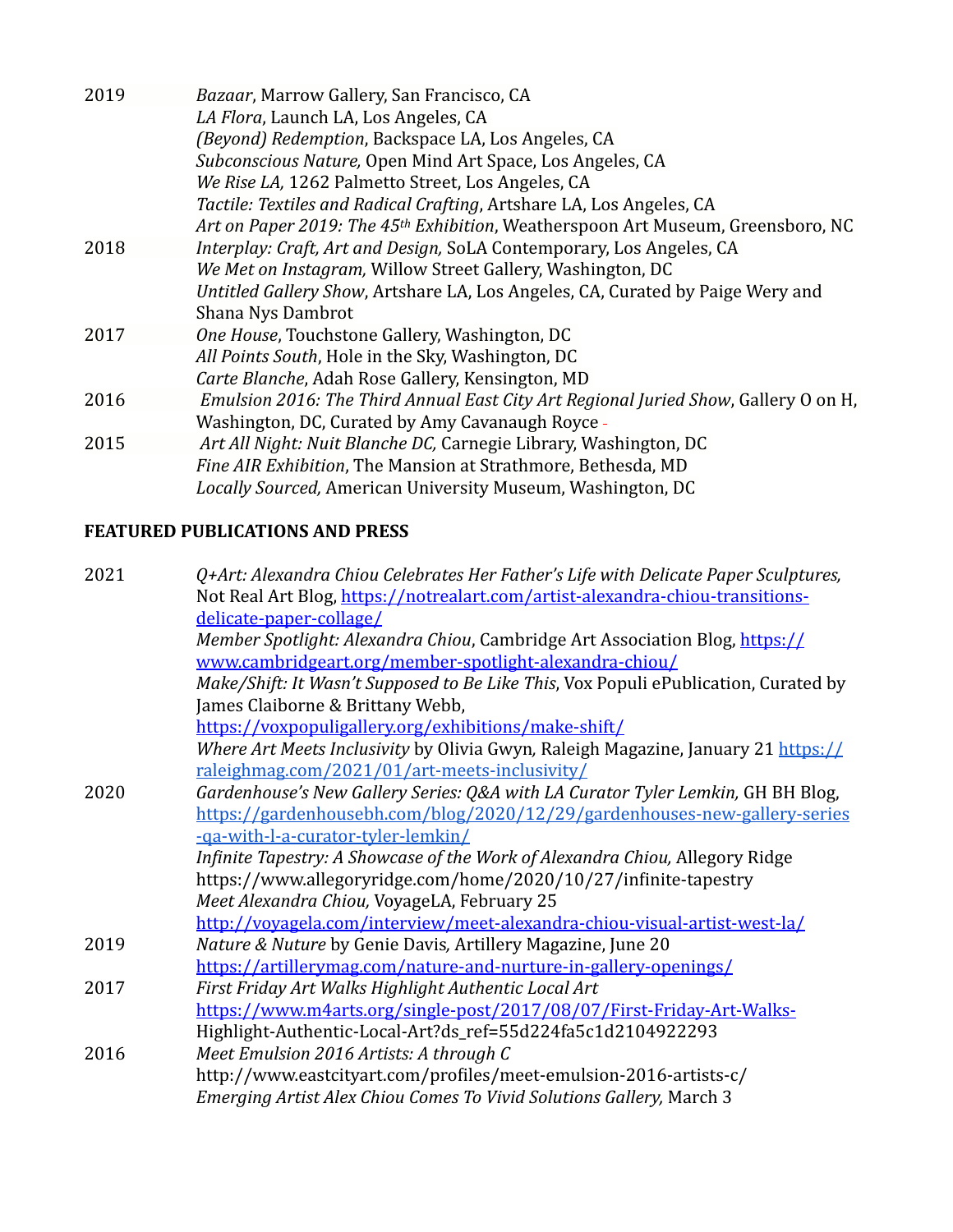2019 *Bazaar*, Marrow Gallery, San Francisco, CA
*LA Flora*, Launch LA, Los Angeles, CA
*(Beyond) Redemption*, Backspace LA, Los Angeles, CA
*Subconscious Nature,* Open Mind Art Space, Los Angeles, CA
*We Rise LA,* 1262 Palmetto Street, Los Angeles, CA
*Tactile: Textiles and Radical Crafting*, Artshare LA, Los Angeles, CA
*Art on Paper 2019: The 45th Exhibition*, Weatherspoon Art Museum, Greensboro, NC

2018 *Interplay: Craft, Art and Design,* SoLA Contemporary, Los Angeles, CA
*We Met on Instagram,* Willow Street Gallery, Washington, DC
*Untitled Gallery Show*, Artshare LA, Los Angeles, CA, Curated by Paige Wery and Shana Nys Dambrot

2017 *One House*, Touchstone Gallery, Washington, DC
*All Points South*, Hole in the Sky, Washington, DC
*Carte Blanche*, Adah Rose Gallery, Kensington, MD

2016 *Emulsion 2016: The Third Annual East City Art Regional Juried Show*, Gallery O on H, Washington, DC, Curated by Amy Cavanaugh Royce -

2015 *Art All Night: Nuit Blanche DC,* Carnegie Library, Washington, DC
*Fine AIR Exhibition*, The Mansion at Strathmore, Bethesda, MD
*Locally Sourced,* American University Museum, Washington, DC

**FEATURED PUBLICATIONS AND PRESS**

2021 *Q+Art: Alexandra Chiou Celebrates Her Father's Life with Delicate Paper Sculptures,* Not Real Art Blog, https://notrealart.com/artist-alexandra-chiou-transitions-delicate-paper-collage/
*Member Spotlight: Alexandra Chiou*, Cambridge Art Association Blog, https://www.cambridgeart.org/member-spotlight-alexandra-chiou/
*Make/Shift: It Wasn't Supposed to Be Like This*, Vox Populi ePublication, Curated by James Claiborne & Brittany Webb, https://voxpopuligallery.org/exhibitions/make-shift/
*Where Art Meets Inclusivity* by Olivia Gwyn*,* Raleigh Magazine, January 21 https://raleighmag.com/2021/01/art-meets-inclusivity/

2020 *Gardenhouse's New Gallery Series: Q&A with LA Curator Tyler Lemkin,* GH BH Blog, https://gardenhousebh.com/blog/2020/12/29/gardenhouses-new-gallery-series-qa-with-l-a-curator-tyler-lemkin/
*Infinite Tapestry: A Showcase of the Work of Alexandra Chiou,* Allegory Ridge https://www.allegoryridge.com/home/2020/10/27/infinite-tapestry
*Meet Alexandra Chiou,* VoyageLA, February 25 http://voyagela.com/interview/meet-alexandra-chiou-visual-artist-west-la/

2019 *Nature & Nuture* by Genie Davis*,* Artillery Magazine, June 20 https://artillerymag.com/nature-and-nurture-in-gallery-openings/

2017 *First Friday Art Walks Highlight Authentic Local Art* https://www.m4arts.org/single-post/2017/08/07/First-Friday-Art-Walks-Highlight-Authentic-Local-Art?ds_ref=55d224fa5c1d2104922293

2016 *Meet Emulsion 2016 Artists: A through C* http://www.eastcityart.com/profiles/meet-emulsion-2016-artists-c/
*Emerging Artist Alex Chiou Comes To Vivid Solutions Gallery,* March 3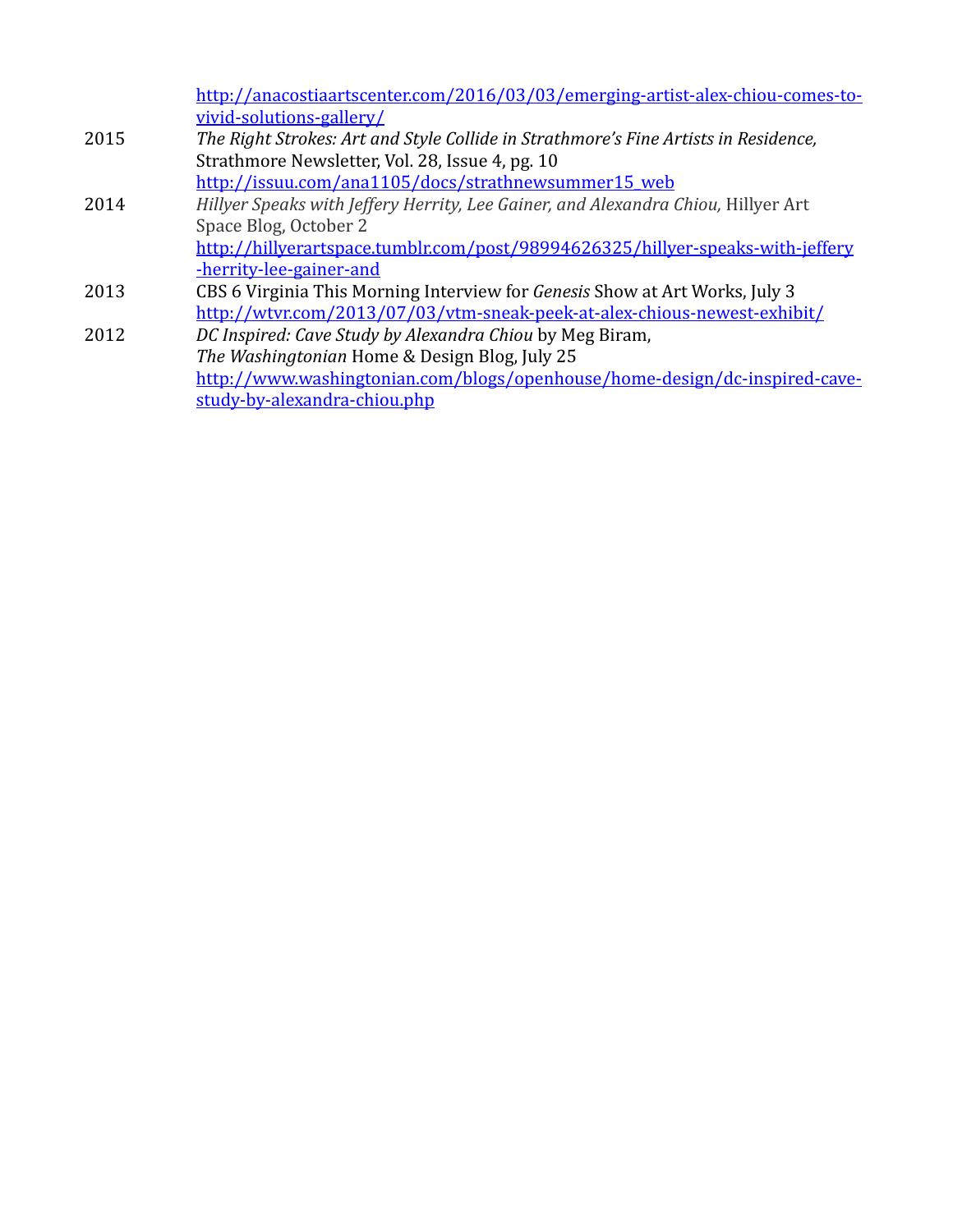http://anacostiaartscenter.com/2016/03/03/emerging-artist-alex-chiou-comes-to-vivid-solutions-gallery/

2015 *The Right Strokes: Art and Style Collide in Strathmore's Fine Artists in Residence,* Strathmore Newsletter, Vol. 28, Issue 4, pg. 10
http://issuu.com/ana1105/docs/strathnewsummer15_web

2014 *Hillyer Speaks with Jeffery Herrity, Lee Gainer, and Alexandra Chiou,* Hillyer Art Space Blog, October 2
http://hillyerartspace.tumblr.com/post/98994626325/hillyer-speaks-with-jeffery-herrity-lee-gainer-and

2013 CBS 6 Virginia This Morning Interview for *Genesis* Show at Art Works, July 3
http://wtvr.com/2013/07/03/vtm-sneak-peek-at-alex-chious-newest-exhibit/

2012 *DC Inspired: Cave Study by Alexandra Chiou* by Meg Biram, *The Washingtonian* Home & Design Blog, July 25
http://www.washingtonian.com/blogs/openhouse/home-design/dc-inspired-cave-study-by-alexandra-chiou.php